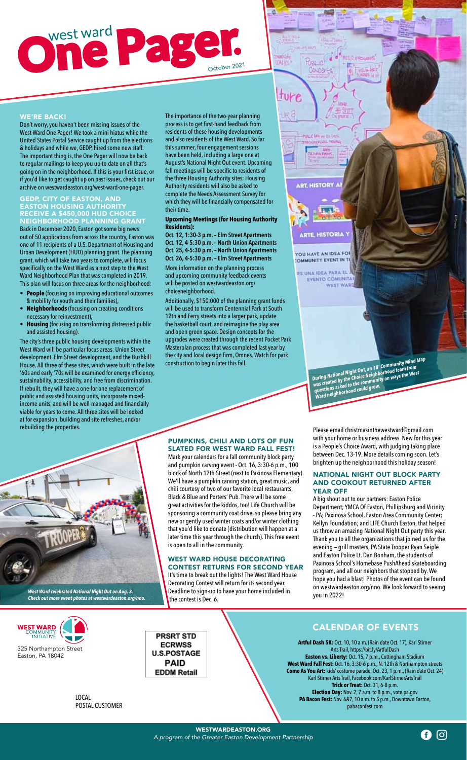# west ward One Pager.

October 2021

## WE'RE BACK!

Don't worry, you haven't been missing issues of the West Ward One Pager! We took a mini hiatus while the United States Postal Service caught up from the elections & holidays and while we, GEDP, hired some new staff. The important thing is, the One Pager will now be back to regular mailings to keep you up-to-date on all that's going on in the neighborhood. If this is your first issue, or if you'd like to get caught up on past issues, check out our archive on westwardeaston.org/west-ward-one-pager.

## GEDP, CITY OF EASTON, AND EASTON HOUSING AUTHORITY RECEIVE A $450,000 HUD CHOICE NEIGHBORHOOD PLANNING GRANT

Back in December 2020, Easton got some big news: out of 50 applications from across the country, Easton was one of 11 recipients of a U.S. Department of Housing and Urban Development (HUD) planning grant. The planning grant, which will take two years to complete, will focus specifically on the West Ward as a next step to the West Ward Neighborhood Plan that was completed in 2019. This plan will focus on three areas for the neighborhood:

- **People** (focusing on improving educational outcomes & mobility for youth and their families),
- **Neighborhoods** (focusing on creating conditions necessary for reinvestment),
- **Housing** (focusing on transforming distressed public and assisted housing).

The city's three public housing developments within the West Ward will be particular focus areas: Union Street development, Elm Street development, and the Bushkill House. All three of these sites, which were built in the late '60s and early '70s will be examined for energy efficiency, sustainability, accessibility, and free from discrimination. If rebuilt, they will have a one-for-one replacement of public and assisted housing units, incorporate mixed-income units, and will be well-managed and financially viable for years to come. All three sites will be looked at for expansion, building and site refreshes, and/or rebuilding the properties.

The importance of the two-year planning process is to get first-hand feedback from residents of these housing developments and also residents of the West Ward. So far this summer, four engagement sessions have been held, including a large one at August's National Night Out event. Upcoming fall meetings will be specific to residents of the three Housing Authority sites; Housing Authority residents will also be asked to complete the Needs Assessment Survey for which they will be financially compensated for their time.

**Upcoming Meetings (for Housing Authority Residents):**

**Oct. 12, 1:30-3 p.m. – Elm Street Apartments**
**Oct. 12, 4-5:30 p.m. – North Union Apartments**
**Oct. 25, 4-5:30 p.m. – North Union Apartments**
**Oct. 26, 4-5:30 p.m. – Elm Street Apartments**

More information on the planning process and upcoming community feedback events will be posted on westwardeaston.org/choiceneighborhood.

Additionally, $150,000 of the planning grant funds will be used to transform Centennial Park at South 12th and Ferry streets into a larger park, update the basketball court, and reimagine the play area and open green space. Design concepts for the upgrades were created through the recent Pocket Park Masterplan process that was completed last year by the city and local design firm, Omnes. Watch for park construction to begin later this fall.

*During National Night Out, an 18' Community Mind Map was created by the Choice Neighborhood team from questions asked to the community on ways the West Ward neighborhood could grow.*

*West Ward celebrated National Night Out on Aug. 3. Check out more event photos at westwardeaston.org/nno.*

## PUMPKINS, CHILI AND LOTS OF FUN SLATED FOR WEST WARD FALL FEST!

Mark your calendars for a fall community block party and pumpkin carving event - Oct. 16, 3:30-6 p.m., 100 block of North 12th Street (next to Paxinosa Elementary). We'll have a pumpkin carving station, great music, and chili courtesy of two of our favorite local restaurants, Black & Blue and Porters' Pub. There will be some great activities for the kiddos, too! Life Church will be sponsoring a community coat drive, so please bring any new or gently used winter coats and/or winter clothing that you'd like to donate (distribution will happen at a later time this year through the church). This free event is open to all in the community.

## WEST WARD HOUSE DECORATING CONTEST RETURNS FOR SECOND YEAR

It's time to break out the lights! The West Ward House Decorating Contest will return for its second year. Deadline to sign-up to have your home included in the contest is Dec. 6.

Please email christmasinthewestward@gmail.com with your home or business address. New for this year is a People's Choice Award, with judging taking place between Dec. 13-19. More details coming soon. Let's brighten up the neighborhood this holiday season!

## NATIONAL NIGHT OUT BLOCK PARTY AND COOKOUT RETURNED AFTER YEAR OFF

A big shout out to our partners: Easton Police Department; YMCA Of Easton, Phillipsburg and Vicinity - PA; Paxinosa School, Easton Area Community Center; Kellyn Foundation; and LIFE Church Easton, that helped us throw an amazing National Night Out party this year. Thank you to all the organizations that joined us for the evening – grill masters, PA State Trooper Ryan Seiple and Easton Police Lt. Dan Bonham, the students of Paxinosa School's Homebase PushAhead skateboarding program, and all our neighbors that stopped by. We hope you had a blast! Photos of the event can be found on westwardeaston.org/nno. We look forward to seeing you in 2022!

## CALENDAR OF EVENTS

**Artful Dash 5K:** Oct. 10, 10 a.m. (Rain date Oct. 17), Karl Stirner Arts Trail, https://bit.ly/ArtfulDash
**Easton vs. Liberty:** Oct. 15, 7 p.m., Cottingham Stadium
**West Ward Fall Fest:** Oct. 16, 3:30-6 p.m., N. 12th & Northampton streets
**Come As You Art:** kids' costume parade, Oct. 23, 1 p.m., (Rain date Oct. 24) Karl Stirner Arts Trail, Facebook.com/KarlStirnerArtsTrail
**Trick or Treat:** Oct. 31, 6-8 p.m.
**Election Day:** Nov. 2, 7 a.m. to 8 p.m., vote.pa.gov
**PA Bacon Fest:** Nov. 6&7, 10 a.m. to 5 p.m., Downtown Easton, pabaconfest.com

WEST WARD COMMUNITY INITIATIVE
325 Northampton Street
Easton, PA 18042

PRSRT STD
ECRWSS
U.S.POSTAGE
PAID
EDDM Retail

LOCAL
POSTAL CUSTOMER

**WESTWARDEASTON.ORG**
*A program of the Greater Easton Development Partnership*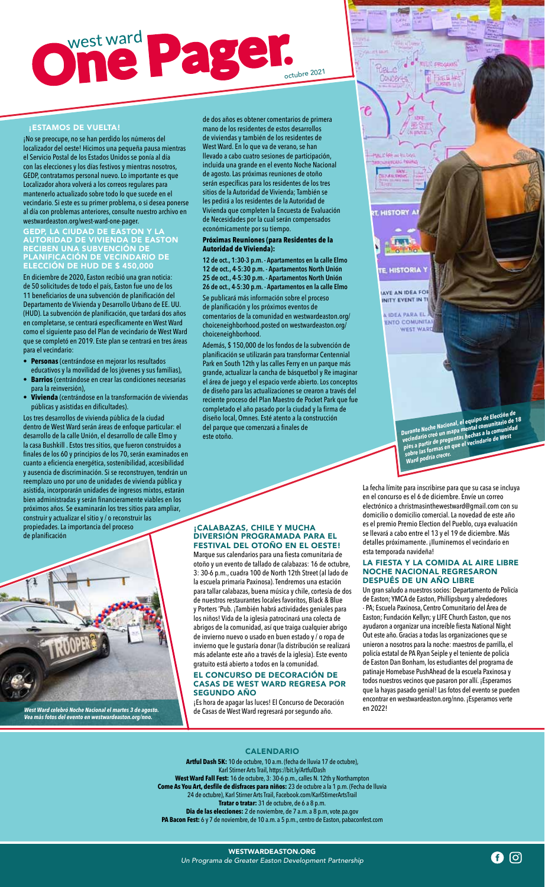# west ward One Pager.

octubre 2021

## ¡ESTAMOS DE VUELTA!

¡No se preocupe, no se han perdido los números del localizador del oeste! Hicimos una pequeña pausa mientras el Servicio Postal de los Estados Unidos se ponía al día con las elecciones y los días festivos y mientras nosotros, GEDP, contratamos personal nuevo. Lo importante es que Localizador ahora volverá a los correos regulares para mantenerlo actualizado sobre todo lo que sucede en el vecindario. Si este es su primer problema, o si desea ponerse al día con problemas anteriores, consulte nuestro archivo en westwardeaston.org/west-ward-one-pager.

## GEDP, LA CIUDAD DE EASTON Y LA AUTORIDAD DE VIVIENDA DE EASTON RECIBEN UNA SUBVENCIÓN DE PLANIFICACIÓN DE VECINDARIO DE ELECCIÓN DE HUD DE $ 450,000

En diciembre de 2020, Easton recibió una gran noticia: de 50 solicitudes de todo el país, Easton fue uno de los 11 beneficiarios de una subvención de planificación del Departamento de Vivienda y Desarrollo Urbano de EE. UU. (HUD). La subvención de planificación, que tardará dos años en completarse, se centrará específicamente en West Ward como el siguiente paso del Plan de vecindario de West Ward que se completó en 2019. Este plan se centrará en tres áreas para el vecindario:

- **Personas** (centrándose en mejorar los resultados educativos y la movilidad de los jóvenes y sus familias),
- **Barrios** (centrándose en crear las condiciones necesarias para la reinversión),
- **Vivienda** (centrándose en la transformación de viviendas públicas y asistidas en dificultades).

Los tres desarrollos de vivienda pública de la ciudad dentro de West Ward serán áreas de enfoque particular: el desarrollo de la calle Unión, el desarrollo de calle Elmo y la casa Bushkill . Estos tres sitios, que fueron construidos a finales de los 60 y principios de los 70, serán examinados en cuanto a eficiencia energética, sostenibilidad, accesibilidad y ausencia de discriminación. Si se reconstruyen, tendrán un reemplazo uno por uno de unidades de vivienda pública y asistida, incorporarán unidades de ingresos mixtos, estarán bien administradas y serán financieramente viables en los próximos años. Se examinarán los tres sitios para ampliar, construir y actualizar el sitio y / o reconstruir las propiedades. La importancia del proceso de planificación de dos años es obtener comentarios de primera mano de los residentes de estos desarrollos de viviendas y también de los residentes de West Ward. En lo que va de verano, se han llevado a cabo cuatro sesiones de participación, incluida una grande en el evento Noche Nacional de agosto. Las próximas reuniones de otoño serán específicas para los residentes de los tres sitios de la Autoridad de Vivienda; También se les pedirá a los residentes de la Autoridad de Vivienda que completen la Encuesta de Evaluación de Necesidades por la cual serán compensados económicamente por su tiempo.

**Próximas Reuniones (para Residentes de la Autoridad de Vivienda):**

**12 de oct., 1:30-3 p.m. - Apartamentos en la calle Elmo**
**12 de oct., 4-5:30 p.m. - Apartamentos North Unión**
**25 de oct., 4-5:30 p.m. - Apartamentos North Unión**
**26 de oct., 4-5:30 p.m. - Apartamentos en la calle Elmo**

Se publicará más información sobre el proceso de planificación y los próximos eventos de comentarios de la comunidad en westwardeaston.org/choiceneighborhood.posted on westwardeaston.org/choiceneighborhood.

Además, $ 150,000 de los fondos de la subvención de planificación se utilizarán para transformar Centennial Park en South 12th y las calles Ferry en un parque más grande, actualizar la cancha de básquetbol y Re imaginar el área de juego y el espacio verde abierto. Los conceptos de diseño para las actualizaciones se crearon a través del reciente proceso del Plan Maestro de Pocket Park que fue completado el año pasado por la ciudad y la firma de diseño local, Omnes. Esté atento a la construcción del parque que comenzará a finales de este otoño.

*Durante Noche Nacional, el equipo de Elección de vecindario creó un mapa mental comunitario de 18 pies a partir de preguntas hechas a la comunidad sobre las formas en que el vecindario de West Ward podría crecer.*

*West Ward celebró Noche Nacional el martes 3 de agosto. Vea más fotos del evento en westwardeaston.org/nno.*

## ¡CALABAZAS, CHILE Y MUCHA DIVERSIÓN PROGRAMADA PARA EL FESTIVAL DEL OTOÑO EN EL OESTE!

Marque sus calendarios para una fiesta comunitaria de otoño y un evento de tallado de calabazas: 16 de octubre, 3: 30-6 p.m., cuadra 100 de North 12th Street (al lado de la escuela primaria Paxinosa). Tendremos una estación para tallar calabazas, buena música y chile, cortesía de dos de nuestros restaurantes locales favoritos, Black & Blue y Porters 'Pub. ¡También habrá actividades geniales para los niños! Vida de la iglesia patrocinará una colecta de abrigos de la comunidad, así que traiga cualquier abrigo de invierno nuevo o usado en buen estado y / o ropa de invierno que le gustaría donar (la distribución se realizará más adelante este año a través de la iglesia). Este evento gratuito está abierto a todos en la comunidad.

## EL CONCURSO DE DECORACIÓN DE CASAS DE WEST WARD REGRESA POR SEGUNDO AÑO

¡Es hora de apagar las luces! El Concurso de Decoración de Casas de West Ward regresará por segundo año.

La fecha límite para inscribirse para que su casa se incluya en el concurso es el 6 de diciembre. Envíe un correo electrónico a christmasinthewestward@gmail.com con su domicilio o domicilio comercial. La novedad de este año es el premio Premio Election del Pueblo, cuya evaluación se llevará a cabo entre el 13 y el 19 de diciembre. Más detalles próximamente. ¡Iluminemos el vecindario en esta temporada navideña!

## LA FIESTA Y LA COMIDA AL AIRE LIBRE NOCHE NACIONAL REGRESARON DESPUÉS DE UN AÑO LIBRE

Un gran saludo a nuestros socios: Departamento de Policía de Easton; YMCA de Easton, Phillipsburg y alrededores - PA; Escuela Paxinosa, Centro Comunitario del Área de Easton; Fundación Kellyn; y LIFE Church Easton, que nos ayudaron a organizar una increíble fiesta National Night Out este año. Gracias a todas las organizaciones que se unieron a nosotros para la noche: maestros de parrilla, el policía estatal de PA Ryan Seiple y el teniente de policía de Easton Dan Bonham, los estudiantes del programa de patinaje Homebase PushAhead de la escuela Paxinosa y todos nuestros vecinos que pasaron por allí. ¡Esperamos que la hayas pasado genial! Las fotos del evento se pueden encontrar en westwardeaston.org/nno. ¡Esperamos verte en 2022!

## CALENDARIO

**Artful Dash 5K:** 10 de octubre, 10 a.m. (fecha de lluvia 17 de octubre), Karl Stirner Arts Trail, https://bit.ly/ArtfulDash
**West Ward Fall Fest:** 16 de octubre, 3: 30-6 p.m., calles N. 12th y Northampton
**Come As You Art, desfile de disfraces para niños:** 23 de octubre a la 1 p.m. (Fecha de lluvia 24 de octubre), Karl Stirner Arts Trail, Facebook.com/KarlStirnerArtsTrail
**Tratar o tratar:** 31 de octubre, de 6 a 8 p.m.
**Dia de las elecciones:** 2 de noviembre, de 7 a.m. a 8 p.m, vote.pa.gov
**PA Bacon Fest:** 6 y 7 de noviembre, de 10 a.m. a 5 p.m., centro de Easton, pabaconfest.com

**WESTWARDEASTON.ORG**
*Un Programa de Greater Easton Development Partnership*